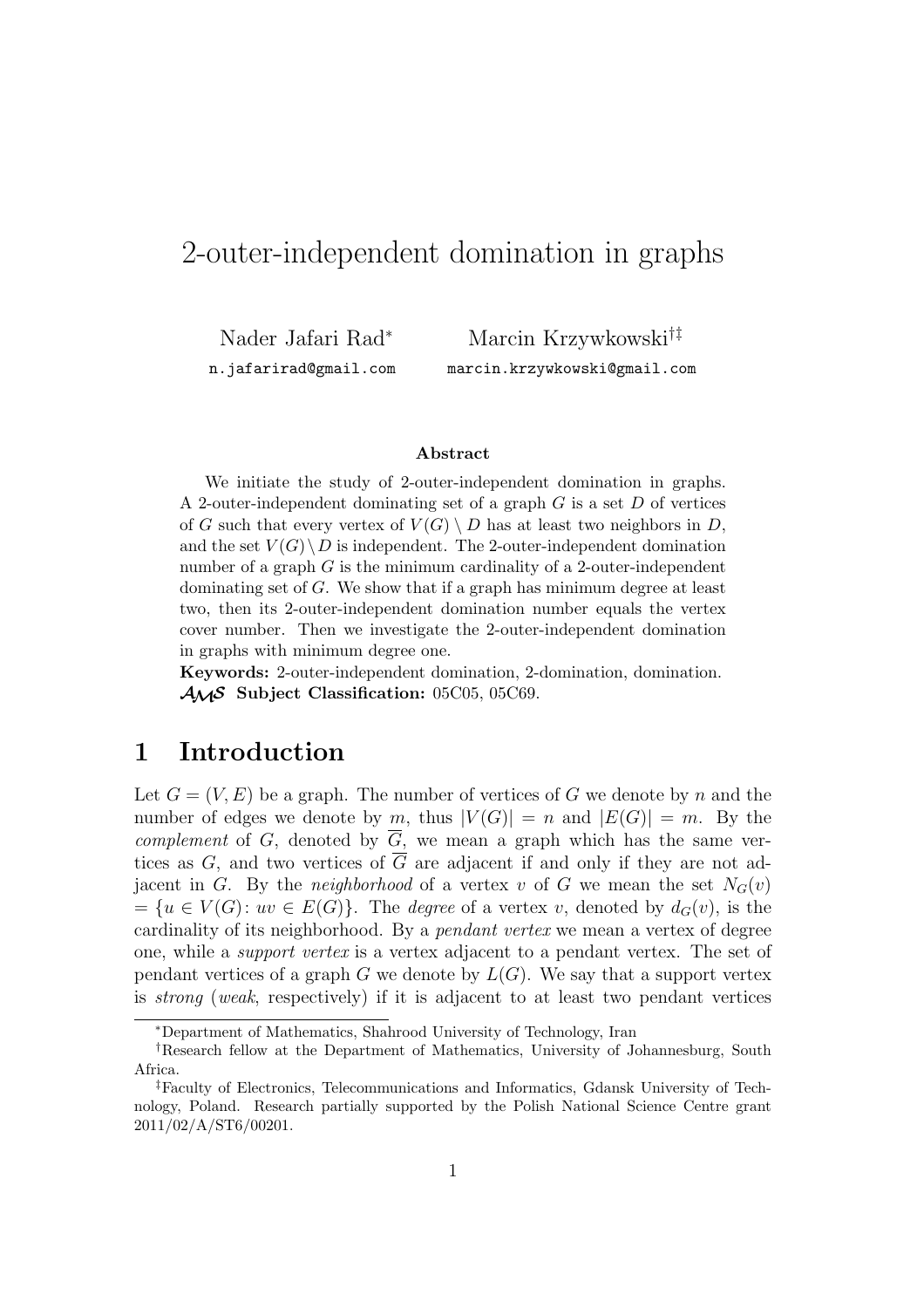# 2-outer-independent domination in graphs

Nader Jafari Rad[*]  Marcin Krzywkowski[†‡]

n.jafarirad@gmail.com  marcin.krzywkowski@gmail.com

**Abstract**

We initiate the study of 2-outer-independent domination in graphs. A 2-outer-independent dominating set of a graph $G$ is a set $D$ of vertices of $G$ such that every vertex of $V(G) \setminus D$ has at least two neighbors in $D$, and the set $V(G) \setminus D$ is independent. The 2-outer-independent domination number of a graph $G$ is the minimum cardinality of a 2-outer-independent dominating set of $G$. We show that if a graph has minimum degree at least two, then its 2-outer-independent domination number equals the vertex cover number. Then we investigate the 2-outer-independent domination in graphs with minimum degree one.

**Keywords:** 2-outer-independent domination, 2-domination, domination.
**AMS Subject Classification:** 05C05, 05C69.

## 1 Introduction

Let $G = (V, E)$ be a graph. The number of vertices of $G$ we denote by $n$ and the number of edges we denote by $m$, thus $|V(G)| = n$ and $|E(G)| = m$. By the *complement* of $G$, denoted by $\overline{G}$, we mean a graph which has the same vertices as $G$, and two vertices of $\overline{G}$ are adjacent if and only if they are not adjacent in $G$. By the *neighborhood* of a vertex $v$ of $G$ we mean the set $N_G(v) = \{u \in V(G) \colon uv \in E(G)\}$. The *degree* of a vertex $v$, denoted by $d_G(v)$, is the cardinality of its neighborhood. By a *pendant vertex* we mean a vertex of degree one, while a *support vertex* is a vertex adjacent to a pendant vertex. The set of pendant vertices of a graph $G$ we denote by $L(G)$. We say that a support vertex is *strong* (*weak*, respectively) if it is adjacent to at least two pendant vertices

[*] Department of Mathematics, Shahrood University of Technology, Iran

[†] Research fellow at the Department of Mathematics, University of Johannesburg, South Africa.

[‡] Faculty of Electronics, Telecommunications and Informatics, Gdansk University of Technology, Poland. Research partially supported by the Polish National Science Centre grant 2011/02/A/ST6/00201.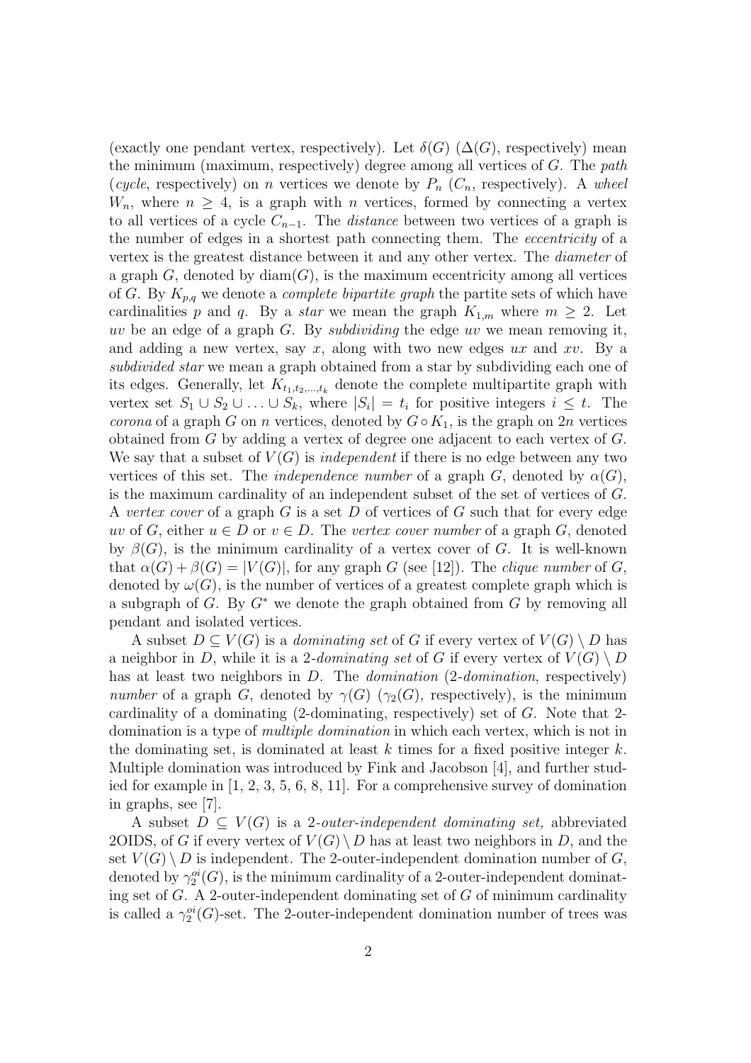(exactly one pendant vertex, respectively). Let $\delta(G)$ ($\Delta(G)$, respectively) mean the minimum (maximum, respectively) degree among all vertices of $G$. The *path* (*cycle*, respectively) on $n$ vertices we denote by $P_n$ ($C_n$, respectively). A *wheel* $W_n$, where $n \geq 4$, is a graph with $n$ vertices, formed by connecting a vertex to all vertices of a cycle $C_{n-1}$. The *distance* between two vertices of a graph is the number of edges in a shortest path connecting them. The *eccentricity* of a vertex is the greatest distance between it and any other vertex. The *diameter* of a graph $G$, denoted by $\operatorname{diam}(G)$, is the maximum eccentricity among all vertices of $G$. By $K_{p,q}$ we denote a *complete bipartite graph* the partite sets of which have cardinalities $p$ and $q$. By a *star* we mean the graph $K_{1,m}$ where $m \geq 2$. Let $uv$ be an edge of a graph $G$. By *subdividing* the edge $uv$ we mean removing it, and adding a new vertex, say $x$, along with two new edges $ux$ and $xv$. By a *subdivided star* we mean a graph obtained from a star by subdividing each one of its edges. Generally, let $K_{t_1,t_2,\ldots,t_k}$ denote the complete multipartite graph with vertex set $S_1 \cup S_2 \cup \ldots \cup S_k$, where $|S_i| = t_i$ for positive integers $i \leq t$. The *corona* of a graph $G$ on $n$ vertices, denoted by $G \circ K_1$, is the graph on $2n$ vertices obtained from $G$ by adding a vertex of degree one adjacent to each vertex of $G$. We say that a subset of $V(G)$ is *independent* if there is no edge between any two vertices of this set. The *independence number* of a graph $G$, denoted by $\alpha(G)$, is the maximum cardinality of an independent subset of the set of vertices of $G$. A *vertex cover* of a graph $G$ is a set $D$ of vertices of $G$ such that for every edge $uv$ of $G$, either $u \in D$ or $v \in D$. The *vertex cover number* of a graph $G$, denoted by $\beta(G)$, is the minimum cardinality of a vertex cover of $G$. It is well-known that $\alpha(G) + \beta(G) = |V(G)|$, for any graph $G$ (see [12]). The *clique number* of $G$, denoted by $\omega(G)$, is the number of vertices of a greatest complete graph which is a subgraph of $G$. By $G^*$ we denote the graph obtained from $G$ by removing all pendant and isolated vertices.

A subset $D \subseteq V(G)$ is a *dominating set* of $G$ if every vertex of $V(G) \setminus D$ has a neighbor in $D$, while it is a *2-dominating set* of $G$ if every vertex of $V(G) \setminus D$ has at least two neighbors in $D$. The *domination* (*2-domination*, respectively) *number* of a graph $G$, denoted by $\gamma(G)$ ($\gamma_2(G)$, respectively), is the minimum cardinality of a dominating (2-dominating, respectively) set of $G$. Note that 2-domination is a type of *multiple domination* in which each vertex, which is not in the dominating set, is dominated at least $k$ times for a fixed positive integer $k$. Multiple domination was introduced by Fink and Jacobson [4], and further studied for example in [1, 2, 3, 5, 6, 8, 11]. For a comprehensive survey of domination in graphs, see [7].

A subset $D \subseteq V(G)$ is a *2-outer-independent dominating set,* abbreviated 2OIDS, of $G$ if every vertex of $V(G) \setminus D$ has at least two neighbors in $D$, and the set $V(G) \setminus D$ is independent. The 2-outer-independent domination number of $G$, denoted by $\gamma_2^{oi}(G)$, is the minimum cardinality of a 2-outer-independent dominating set of $G$. A 2-outer-independent dominating set of $G$ of minimum cardinality is called a $\gamma_2^{oi}(G)$-set. The 2-outer-independent domination number of trees was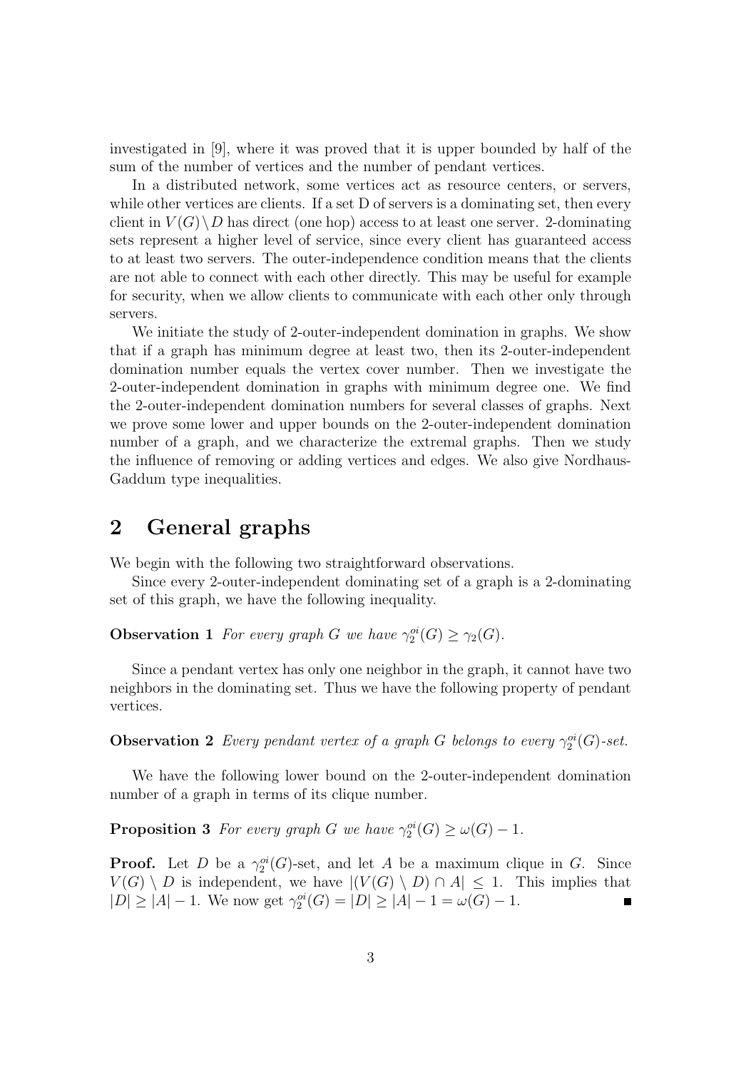investigated in [9], where it was proved that it is upper bounded by half of the sum of the number of vertices and the number of pendant vertices.

In a distributed network, some vertices act as resource centers, or servers, while other vertices are clients. If a set D of servers is a dominating set, then every client in $V(G)\setminus D$ has direct (one hop) access to at least one server. 2-dominating sets represent a higher level of service, since every client has guaranteed access to at least two servers. The outer-independence condition means that the clients are not able to connect with each other directly. This may be useful for example for security, when we allow clients to communicate with each other only through servers.

We initiate the study of 2-outer-independent domination in graphs. We show that if a graph has minimum degree at least two, then its 2-outer-independent domination number equals the vertex cover number. Then we investigate the 2-outer-independent domination in graphs with minimum degree one. We find the 2-outer-independent domination numbers for several classes of graphs. Next we prove some lower and upper bounds on the 2-outer-independent domination number of a graph, and we characterize the extremal graphs. Then we study the influence of removing or adding vertices and edges. We also give Nordhaus-Gaddum type inequalities.

## 2 General graphs

We begin with the following two straightforward observations.

Since every 2-outer-independent dominating set of a graph is a 2-dominating set of this graph, we have the following inequality.

**Observation 1** *For every graph $G$ we have $\gamma_2^{oi}(G) \geq \gamma_2(G)$.*

Since a pendant vertex has only one neighbor in the graph, it cannot have two neighbors in the dominating set. Thus we have the following property of pendant vertices.

**Observation 2** *Every pendant vertex of a graph $G$ belongs to every $\gamma_2^{oi}(G)$-set.*

We have the following lower bound on the 2-outer-independent domination number of a graph in terms of its clique number.

**Proposition 3** *For every graph $G$ we have $\gamma_2^{oi}(G) \geq \omega(G) - 1$.*

**Proof.** Let $D$ be a $\gamma_2^{oi}(G)$-set, and let $A$ be a maximum clique in $G$. Since $V(G) \setminus D$ is independent, we have $|(V(G) \setminus D) \cap A| \leq 1$. This implies that $|D| \geq |A| - 1$. We now get $\gamma_2^{oi}(G) = |D| \geq |A| - 1 = \omega(G) - 1$. ∎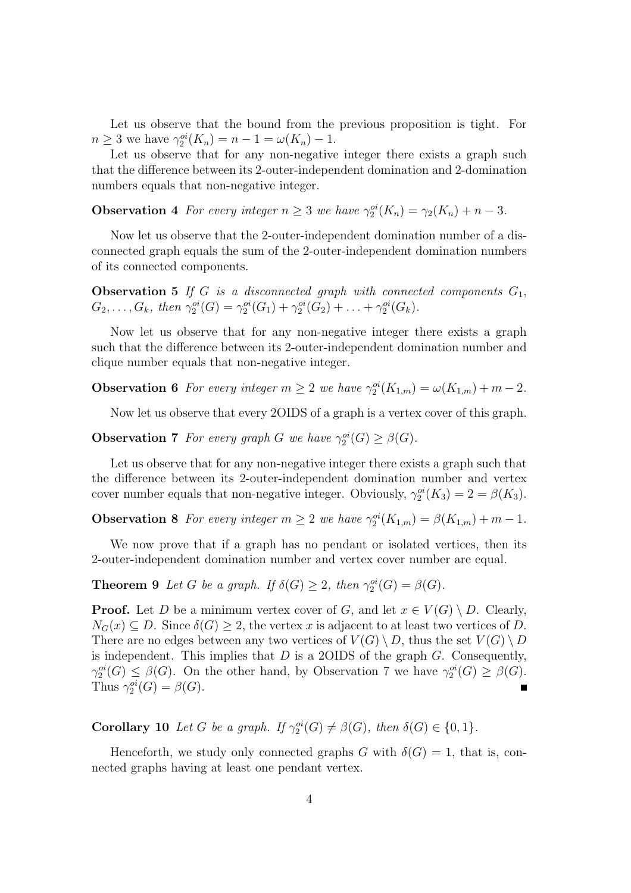Let us observe that the bound from the previous proposition is tight. For $n \geq 3$ we have $\gamma_2^{oi}(K_n) = n - 1 = \omega(K_n) - 1$.

Let us observe that for any non-negative integer there exists a graph such that the difference between its 2-outer-independent domination and 2-domination numbers equals that non-negative integer.

**Observation 4** *For every integer $n \geq 3$ we have $\gamma_2^{oi}(K_n) = \gamma_2(K_n) + n - 3$.*

Now let us observe that the 2-outer-independent domination number of a disconnected graph equals the sum of the 2-outer-independent domination numbers of its connected components.

**Observation 5** *If $G$ is a disconnected graph with connected components $G_1$, $G_2, \ldots, G_k$, then $\gamma_2^{oi}(G) = \gamma_2^{oi}(G_1) + \gamma_2^{oi}(G_2) + \ldots + \gamma_2^{oi}(G_k)$.*

Now let us observe that for any non-negative integer there exists a graph such that the difference between its 2-outer-independent domination number and clique number equals that non-negative integer.

**Observation 6** *For every integer $m \geq 2$ we have $\gamma_2^{oi}(K_{1,m}) = \omega(K_{1,m}) + m - 2$.*

Now let us observe that every 2OIDS of a graph is a vertex cover of this graph.

**Observation 7** *For every graph $G$ we have $\gamma_2^{oi}(G) \geq \beta(G)$.*

Let us observe that for any non-negative integer there exists a graph such that the difference between its 2-outer-independent domination number and vertex cover number equals that non-negative integer. Obviously, $\gamma_2^{oi}(K_3) = 2 = \beta(K_3)$.

**Observation 8** *For every integer $m \geq 2$ we have $\gamma_2^{oi}(K_{1,m}) = \beta(K_{1,m}) + m - 1$.*

We now prove that if a graph has no pendant or isolated vertices, then its 2-outer-independent domination number and vertex cover number are equal.

**Theorem 9** *Let $G$ be a graph. If $\delta(G) \geq 2$, then $\gamma_2^{oi}(G) = \beta(G)$.*

**Proof.** Let $D$ be a minimum vertex cover of $G$, and let $x \in V(G) \setminus D$. Clearly, $N_G(x) \subseteq D$. Since $\delta(G) \geq 2$, the vertex $x$ is adjacent to at least two vertices of $D$. There are no edges between any two vertices of $V(G) \setminus D$, thus the set $V(G) \setminus D$ is independent. This implies that $D$ is a 2OIDS of the graph $G$. Consequently, $\gamma_2^{oi}(G) \leq \beta(G)$. On the other hand, by Observation 7 we have $\gamma_2^{oi}(G) \geq \beta(G)$. Thus $\gamma_2^{oi}(G) = \beta(G)$. ∎

**Corollary 10** *Let $G$ be a graph. If $\gamma_2^{oi}(G) \neq \beta(G)$, then $\delta(G) \in \{0, 1\}$.*

Henceforth, we study only connected graphs $G$ with $\delta(G) = 1$, that is, connected graphs having at least one pendant vertex.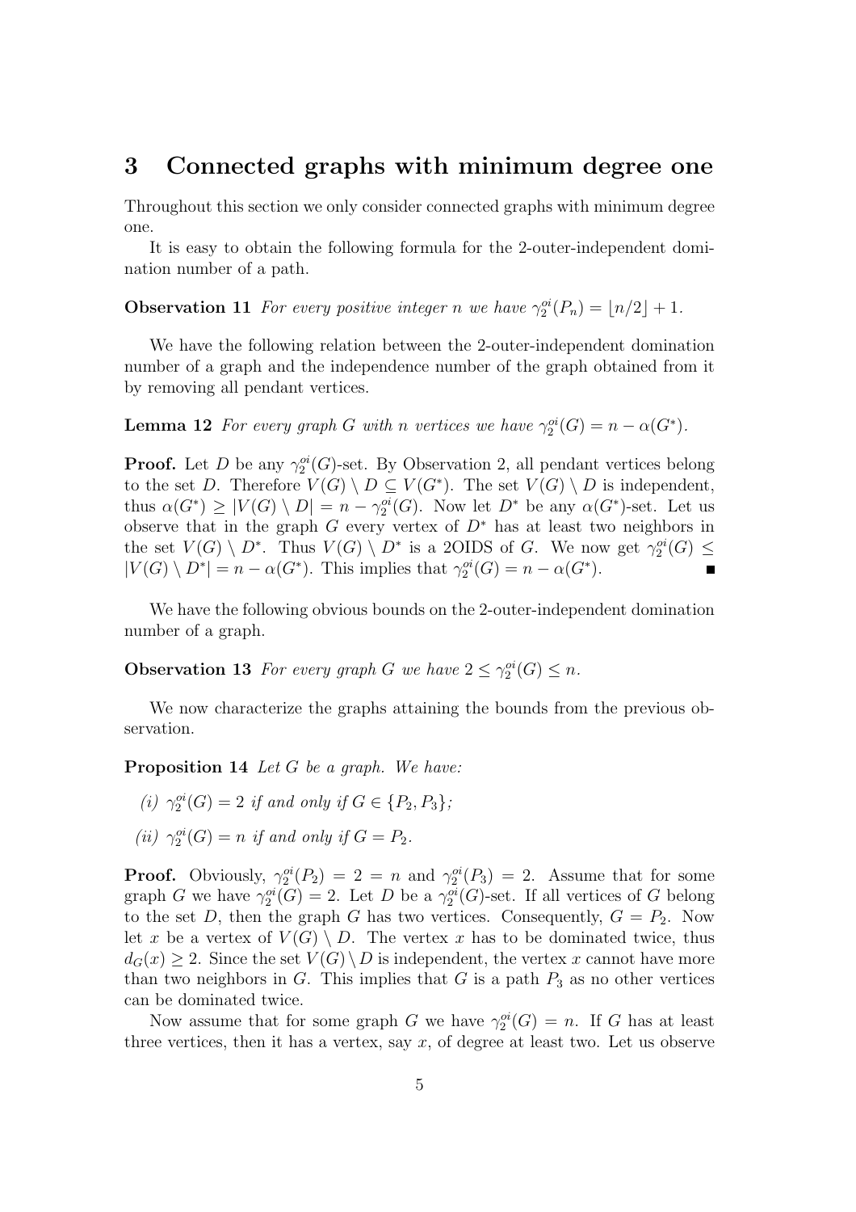## 3 Connected graphs with minimum degree one

Throughout this section we only consider connected graphs with minimum degree one.

It is easy to obtain the following formula for the 2-outer-independent domination number of a path.

**Observation 11** *For every positive integer $n$ we have $\gamma_2^{oi}(P_n) = \lfloor n/2 \rfloor + 1$.*

We have the following relation between the 2-outer-independent domination number of a graph and the independence number of the graph obtained from it by removing all pendant vertices.

**Lemma 12** *For every graph $G$ with $n$ vertices we have $\gamma_2^{oi}(G) = n - \alpha(G^*)$.*

**Proof.** Let $D$ be any $\gamma_2^{oi}(G)$-set. By Observation 2, all pendant vertices belong to the set $D$. Therefore $V(G) \setminus D \subseteq V(G^*)$. The set $V(G) \setminus D$ is independent, thus $\alpha(G^*) \geq |V(G) \setminus D| = n - \gamma_2^{oi}(G)$. Now let $D^*$ be any $\alpha(G^*)$-set. Let us observe that in the graph $G$ every vertex of $D^*$ has at least two neighbors in the set $V(G) \setminus D^*$. Thus $V(G) \setminus D^*$ is a 2OIDS of $G$. We now get $\gamma_2^{oi}(G) \leq |V(G) \setminus D^*| = n - \alpha(G^*)$. This implies that $\gamma_2^{oi}(G) = n - \alpha(G^*)$. ■

We have the following obvious bounds on the 2-outer-independent domination number of a graph.

**Observation 13** *For every graph $G$ we have $2 \leq \gamma_2^{oi}(G) \leq n$.*

We now characterize the graphs attaining the bounds from the previous observation.

**Proposition 14** *Let $G$ be a graph. We have:*

*(i) $\gamma_2^{oi}(G) = 2$ if and only if $G \in \{P_2, P_3\}$;*

*(ii) $\gamma_2^{oi}(G) = n$ if and only if $G = P_2$.*

**Proof.** Obviously, $\gamma_2^{oi}(P_2) = 2 = n$ and $\gamma_2^{oi}(P_3) = 2$. Assume that for some graph $G$ we have $\gamma_2^{oi}(G) = 2$. Let $D$ be a $\gamma_2^{oi}(G)$-set. If all vertices of $G$ belong to the set $D$, then the graph $G$ has two vertices. Consequently, $G = P_2$. Now let $x$ be a vertex of $V(G) \setminus D$. The vertex $x$ has to be dominated twice, thus $d_G(x) \geq 2$. Since the set $V(G) \setminus D$ is independent, the vertex $x$ cannot have more than two neighbors in $G$. This implies that $G$ is a path $P_3$ as no other vertices can be dominated twice.

Now assume that for some graph $G$ we have $\gamma_2^{oi}(G) = n$. If $G$ has at least three vertices, then it has a vertex, say $x$, of degree at least two. Let us observe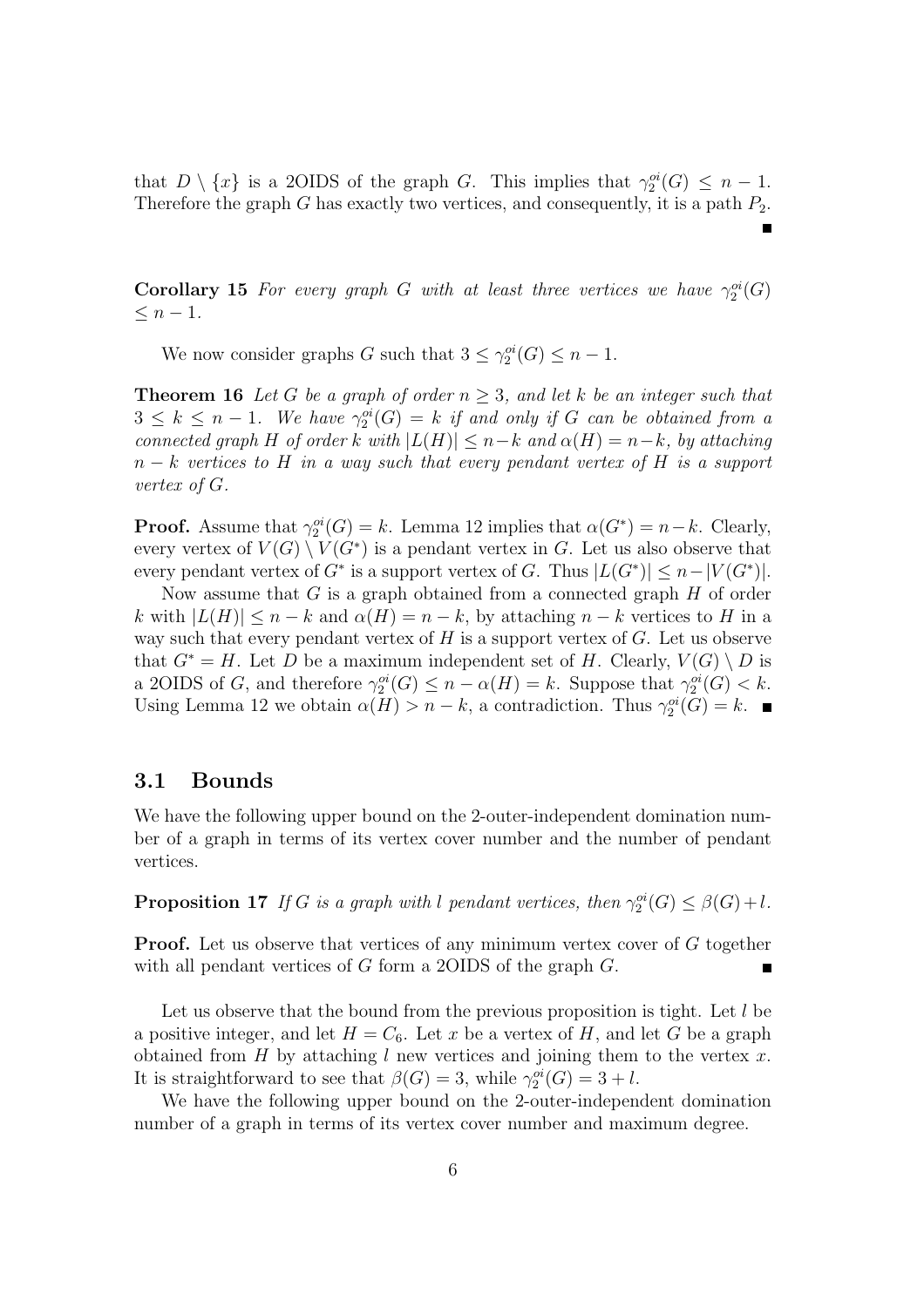that $D \setminus \{x\}$ is a 2OIDS of the graph $G$. This implies that $\gamma_2^{oi}(G) \leq n-1$. Therefore the graph $G$ has exactly two vertices, and consequently, it is a path $P_2$. ∎

**Corollary 15** *For every graph $G$ with at least three vertices we have $\gamma_2^{oi}(G) \leq n-1$.*

We now consider graphs $G$ such that $3 \leq \gamma_2^{oi}(G) \leq n-1$.

**Theorem 16** *Let $G$ be a graph of order $n \geq 3$, and let $k$ be an integer such that $3 \leq k \leq n-1$. We have $\gamma_2^{oi}(G) = k$ if and only if $G$ can be obtained from a connected graph $H$ of order $k$ with $|L(H)| \leq n-k$ and $\alpha(H) = n-k$, by attaching $n-k$ vertices to $H$ in a way such that every pendant vertex of $H$ is a support vertex of $G$.*

**Proof.** Assume that $\gamma_2^{oi}(G) = k$. Lemma 12 implies that $\alpha(G^*) = n-k$. Clearly, every vertex of $V(G) \setminus V(G^*)$ is a pendant vertex in $G$. Let us also observe that every pendant vertex of $G^*$ is a support vertex of $G$. Thus $|L(G^*)| \leq n - |V(G^*)|$.

Now assume that $G$ is a graph obtained from a connected graph $H$ of order $k$ with $|L(H)| \leq n-k$ and $\alpha(H) = n-k$, by attaching $n-k$ vertices to $H$ in a way such that every pendant vertex of $H$ is a support vertex of $G$. Let us observe that $G^* = H$. Let $D$ be a maximum independent set of $H$. Clearly, $V(G) \setminus D$ is a 2OIDS of $G$, and therefore $\gamma_2^{oi}(G) \leq n - \alpha(H) = k$. Suppose that $\gamma_2^{oi}(G) < k$. Using Lemma 12 we obtain $\alpha(H) > n-k$, a contradiction. Thus $\gamma_2^{oi}(G) = k$. ∎

### 3.1 Bounds

We have the following upper bound on the 2-outer-independent domination number of a graph in terms of its vertex cover number and the number of pendant vertices.

**Proposition 17** *If $G$ is a graph with $l$ pendant vertices, then $\gamma_2^{oi}(G) \leq \beta(G) + l$.*

**Proof.** Let us observe that vertices of any minimum vertex cover of $G$ together with all pendant vertices of $G$ form a 2OIDS of the graph $G$. ∎

Let us observe that the bound from the previous proposition is tight. Let $l$ be a positive integer, and let $H = C_6$. Let $x$ be a vertex of $H$, and let $G$ be a graph obtained from $H$ by attaching $l$ new vertices and joining them to the vertex $x$. It is straightforward to see that $\beta(G) = 3$, while $\gamma_2^{oi}(G) = 3 + l$.

We have the following upper bound on the 2-outer-independent domination number of a graph in terms of its vertex cover number and maximum degree.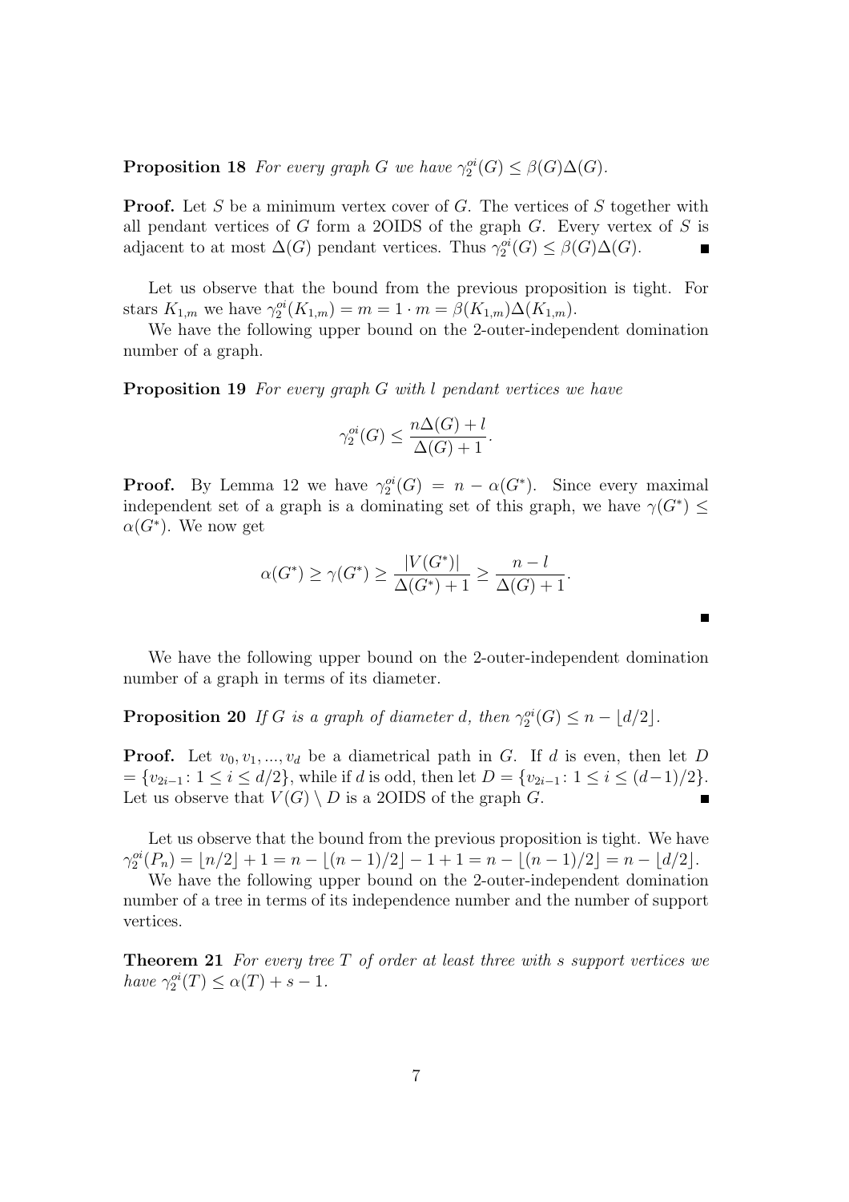**Proposition 18** *For every graph $G$ we have $\gamma_2^{oi}(G) \leq \beta(G)\Delta(G)$.*

**Proof.** Let $S$ be a minimum vertex cover of $G$. The vertices of $S$ together with all pendant vertices of $G$ form a 2OIDS of the graph $G$. Every vertex of $S$ is adjacent to at most $\Delta(G)$ pendant vertices. Thus $\gamma_2^{oi}(G) \leq \beta(G)\Delta(G)$. ∎

Let us observe that the bound from the previous proposition is tight. For stars $K_{1,m}$ we have $\gamma_2^{oi}(K_{1,m}) = m = 1 \cdot m = \beta(K_{1,m})\Delta(K_{1,m})$.

We have the following upper bound on the 2-outer-independent domination number of a graph.

**Proposition 19** *For every graph $G$ with $l$ pendant vertices we have*

$$\gamma_2^{oi}(G) \leq \frac{n\Delta(G) + l}{\Delta(G) + 1}.$$

**Proof.** By Lemma 12 we have $\gamma_2^{oi}(G) = n - \alpha(G^*)$. Since every maximal independent set of a graph is a dominating set of this graph, we have $\gamma(G^*) \leq \alpha(G^*)$. We now get

$$\alpha(G^*) \geq \gamma(G^*) \geq \frac{|V(G^*)|}{\Delta(G^*) + 1} \geq \frac{n - l}{\Delta(G) + 1}.$$

∎

We have the following upper bound on the 2-outer-independent domination number of a graph in terms of its diameter.

**Proposition 20** *If $G$ is a graph of diameter $d$, then $\gamma_2^{oi}(G) \leq n - \lfloor d/2 \rfloor$.*

**Proof.** Let $v_0, v_1, ..., v_d$ be a diametrical path in $G$. If $d$ is even, then let $D = \{v_{2i-1} \colon 1 \leq i \leq d/2\}$, while if $d$ is odd, then let $D = \{v_{2i-1} \colon 1 \leq i \leq (d-1)/2\}$. Let us observe that $V(G) \setminus D$ is a 2OIDS of the graph $G$. ∎

Let us observe that the bound from the previous proposition is tight. We have $\gamma_2^{oi}(P_n) = \lfloor n/2 \rfloor + 1 = n - \lfloor (n-1)/2 \rfloor - 1 + 1 = n - \lfloor (n-1)/2 \rfloor = n - \lfloor d/2 \rfloor$.

We have the following upper bound on the 2-outer-independent domination number of a tree in terms of its independence number and the number of support vertices.

**Theorem 21** *For every tree $T$ of order at least three with $s$ support vertices we have $\gamma_2^{oi}(T) \leq \alpha(T) + s - 1$.*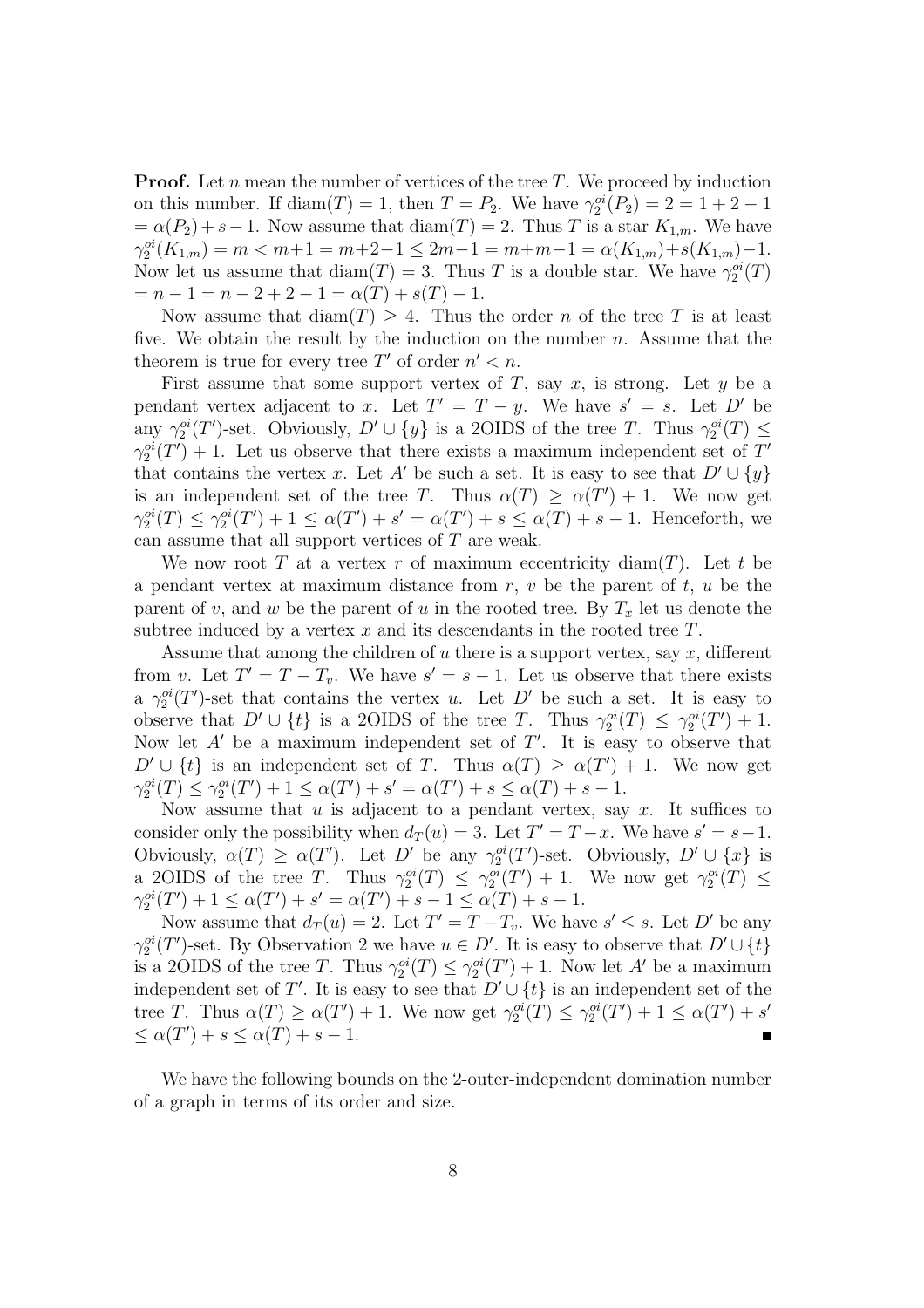**Proof.** Let $n$ mean the number of vertices of the tree $T$. We proceed by induction on this number. If $\mathrm{diam}(T) = 1$, then $T = P_2$. We have $\gamma_2^{oi}(P_2) = 2 = 1 + 2 - 1$ $= \alpha(P_2) + s - 1$. Now assume that $\mathrm{diam}(T) = 2$. Thus $T$ is a star $K_{1,m}$. We have $\gamma_2^{oi}(K_{1,m}) = m < m+1 = m+2-1 \leq 2m-1 = m+m-1 = \alpha(K_{1,m})+s(K_{1,m})-1$. Now let us assume that $\mathrm{diam}(T) = 3$. Thus $T$ is a double star. We have $\gamma_2^{oi}(T)$ $= n - 1 = n - 2 + 2 - 1 = \alpha(T) + s(T) - 1$.

Now assume that $\mathrm{diam}(T) \geq 4$. Thus the order $n$ of the tree $T$ is at least five. We obtain the result by the induction on the number $n$. Assume that the theorem is true for every tree $T'$ of order $n' < n$.

First assume that some support vertex of $T$, say $x$, is strong. Let $y$ be a pendant vertex adjacent to $x$. Let $T' = T - y$. We have $s' = s$. Let $D'$ be any $\gamma_2^{oi}(T')$-set. Obviously, $D' \cup \{y\}$ is a 2OIDS of the tree $T$. Thus $\gamma_2^{oi}(T) \leq \gamma_2^{oi}(T') + 1$. Let us observe that there exists a maximum independent set of $T'$ that contains the vertex $x$. Let $A'$ be such a set. It is easy to see that $D' \cup \{y\}$ is an independent set of the tree $T$. Thus $\alpha(T) \geq \alpha(T') + 1$. We now get $\gamma_2^{oi}(T) \leq \gamma_2^{oi}(T') + 1 \leq \alpha(T') + s' = \alpha(T') + s \leq \alpha(T) + s - 1$. Henceforth, we can assume that all support vertices of $T$ are weak.

We now root $T$ at a vertex $r$ of maximum eccentricity $\mathrm{diam}(T)$. Let $t$ be a pendant vertex at maximum distance from $r$, $v$ be the parent of $t$, $u$ be the parent of $v$, and $w$ be the parent of $u$ in the rooted tree. By $T_x$ let us denote the subtree induced by a vertex $x$ and its descendants in the rooted tree $T$.

Assume that among the children of $u$ there is a support vertex, say $x$, different from $v$. Let $T' = T - T_v$. We have $s' = s - 1$. Let us observe that there exists a $\gamma_2^{oi}(T')$-set that contains the vertex $u$. Let $D'$ be such a set. It is easy to observe that $D' \cup \{t\}$ is a 2OIDS of the tree $T$. Thus $\gamma_2^{oi}(T) \leq \gamma_2^{oi}(T') + 1$. Now let $A'$ be a maximum independent set of $T'$. It is easy to observe that $D' \cup \{t\}$ is an independent set of $T$. Thus $\alpha(T) \geq \alpha(T') + 1$. We now get $\gamma_2^{oi}(T) \leq \gamma_2^{oi}(T') + 1 \leq \alpha(T') + s' = \alpha(T') + s \leq \alpha(T) + s - 1$.

Now assume that $u$ is adjacent to a pendant vertex, say $x$. It suffices to consider only the possibility when $d_T(u) = 3$. Let $T' = T - x$. We have $s' = s - 1$. Obviously, $\alpha(T) \geq \alpha(T')$. Let $D'$ be any $\gamma_2^{oi}(T')$-set. Obviously, $D' \cup \{x\}$ is a 2OIDS of the tree $T$. Thus $\gamma_2^{oi}(T) \leq \gamma_2^{oi}(T') + 1$. We now get $\gamma_2^{oi}(T) \leq \gamma_2^{oi}(T') + 1 \leq \alpha(T') + s' = \alpha(T') + s - 1 \leq \alpha(T) + s - 1$.

Now assume that $d_T(u) = 2$. Let $T' = T - T_v$. We have $s' \leq s$. Let $D'$ be any $\gamma_2^{oi}(T')$-set. By Observation 2 we have $u \in D'$. It is easy to observe that $D' \cup \{t\}$ is a 2OIDS of the tree $T$. Thus $\gamma_2^{oi}(T) \leq \gamma_2^{oi}(T') + 1$. Now let $A'$ be a maximum independent set of $T'$. It is easy to see that $D' \cup \{t\}$ is an independent set of the tree $T$. Thus $\alpha(T) \geq \alpha(T') + 1$. We now get $\gamma_2^{oi}(T) \leq \gamma_2^{oi}(T') + 1 \leq \alpha(T') + s'$ $\leq \alpha(T') + s \leq \alpha(T) + s - 1$. ■

We have the following bounds on the 2-outer-independent domination number of a graph in terms of its order and size.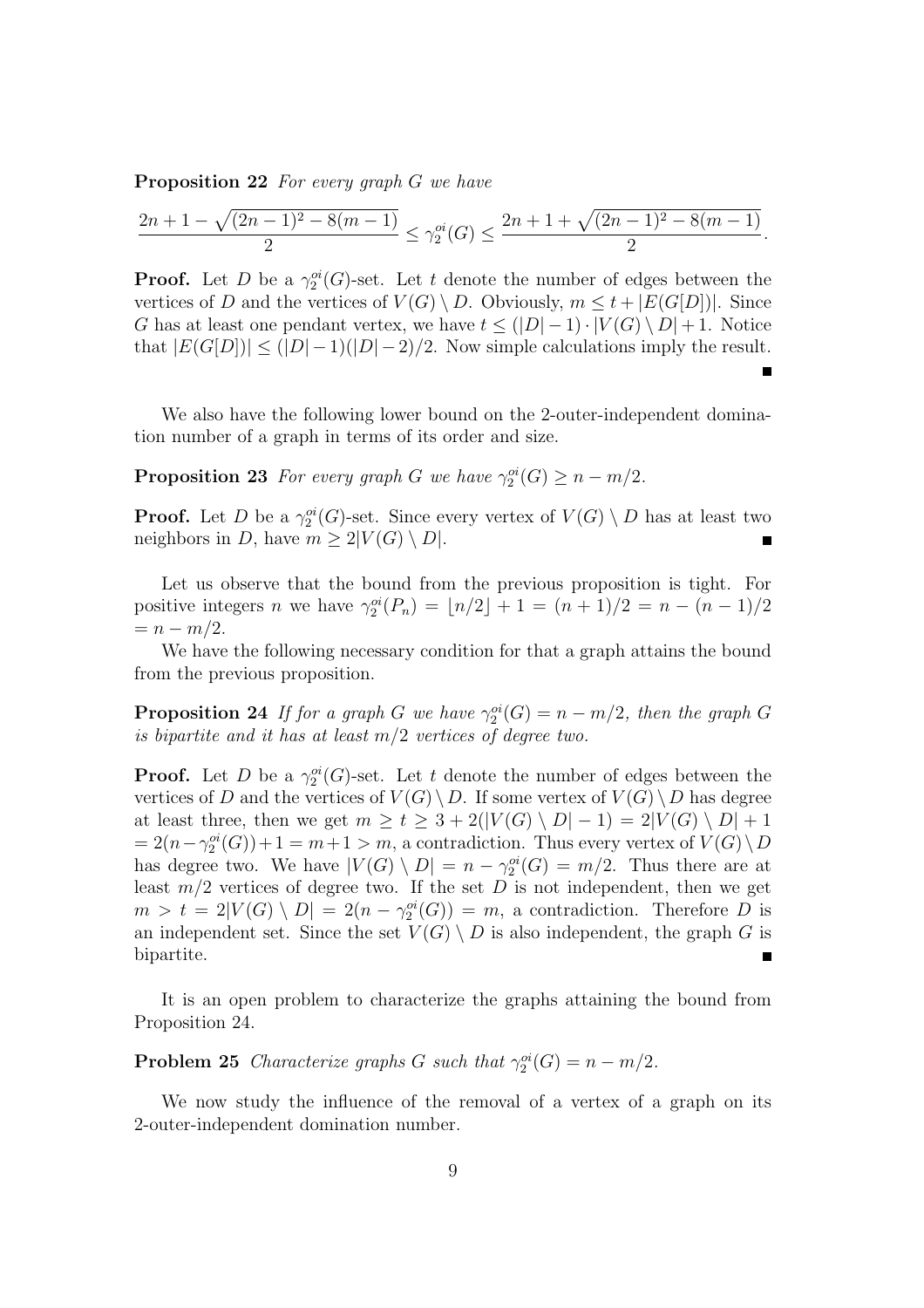**Proposition 22** *For every graph $G$ we have*

$$\frac{2n+1-\sqrt{(2n-1)^2-8(m-1)}}{2} \leq \gamma_2^{oi}(G) \leq \frac{2n+1+\sqrt{(2n-1)^2-8(m-1)}}{2}.$$

**Proof.** Let $D$ be a $\gamma_2^{oi}(G)$-set. Let $t$ denote the number of edges between the vertices of $D$ and the vertices of $V(G) \setminus D$. Obviously, $m \leq t + |E(G[D])|$. Since $G$ has at least one pendant vertex, we have $t \leq (|D|-1) \cdot |V(G) \setminus D| + 1$. Notice that $|E(G[D])| \leq (|D|-1)(|D|-2)/2$. Now simple calculations imply the result. ∎

We also have the following lower bound on the 2-outer-independent domination number of a graph in terms of its order and size.

**Proposition 23** *For every graph $G$ we have $\gamma_2^{oi}(G) \geq n - m/2$.*

**Proof.** Let $D$ be a $\gamma_2^{oi}(G)$-set. Since every vertex of $V(G) \setminus D$ has at least two neighbors in $D$, have $m \geq 2|V(G) \setminus D|$. ∎

Let us observe that the bound from the previous proposition is tight. For positive integers $n$ we have $\gamma_2^{oi}(P_n) = \lfloor n/2 \rfloor + 1 = (n+1)/2 = n - (n-1)/2 = n - m/2$.

We have the following necessary condition for that a graph attains the bound from the previous proposition.

**Proposition 24** *If for a graph $G$ we have $\gamma_2^{oi}(G) = n - m/2$, then the graph $G$ is bipartite and it has at least $m/2$ vertices of degree two.*

**Proof.** Let $D$ be a $\gamma_2^{oi}(G)$-set. Let $t$ denote the number of edges between the vertices of $D$ and the vertices of $V(G) \setminus D$. If some vertex of $V(G) \setminus D$ has degree at least three, then we get $m \geq t \geq 3 + 2(|V(G) \setminus D| - 1) = 2|V(G) \setminus D| + 1 = 2(n - \gamma_2^{oi}(G)) + 1 = m + 1 > m$, a contradiction. Thus every vertex of $V(G) \setminus D$ has degree two. We have $|V(G) \setminus D| = n - \gamma_2^{oi}(G) = m/2$. Thus there are at least $m/2$ vertices of degree two. If the set $D$ is not independent, then we get $m > t = 2|V(G) \setminus D| = 2(n - \gamma_2^{oi}(G)) = m$, a contradiction. Therefore $D$ is an independent set. Since the set $V(G) \setminus D$ is also independent, the graph $G$ is bipartite. ∎

It is an open problem to characterize the graphs attaining the bound from Proposition 24.

**Problem 25** *Characterize graphs $G$ such that $\gamma_2^{oi}(G) = n - m/2$.*

We now study the influence of the removal of a vertex of a graph on its 2-outer-independent domination number.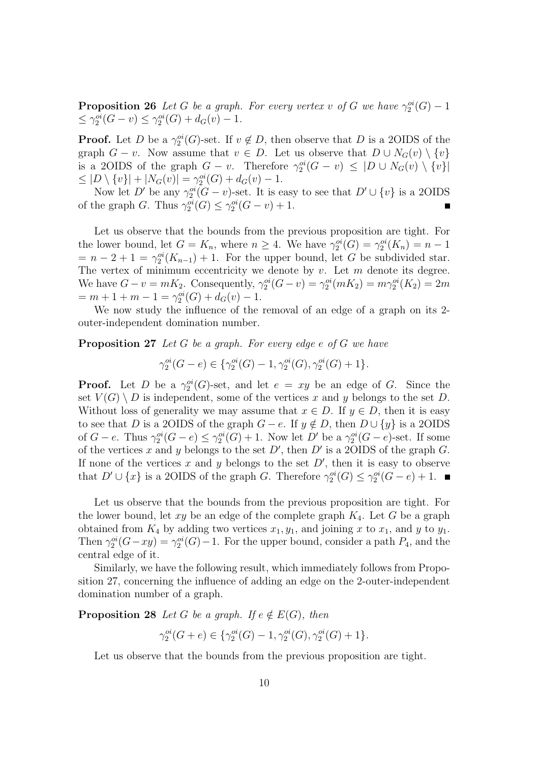**Proposition 26** *Let $G$ be a graph. For every vertex $v$ of $G$ we have $\gamma_2^{oi}(G) - 1 \leq \gamma_2^{oi}(G - v) \leq \gamma_2^{oi}(G) + d_G(v) - 1$.*

**Proof.** Let $D$ be a $\gamma_2^{oi}(G)$-set. If $v \notin D$, then observe that $D$ is a 2OIDS of the graph $G - v$. Now assume that $v \in D$. Let us observe that $D \cup N_G(v) \setminus \{v\}$ is a 2OIDS of the graph $G - v$. Therefore $\gamma_2^{oi}(G - v) \leq |D \cup N_G(v) \setminus \{v\}| \leq |D \setminus \{v\}| + |N_G(v)| = \gamma_2^{oi}(G) + d_G(v) - 1$.

Now let $D'$ be any $\gamma_2^{oi}(G - v)$-set. It is easy to see that $D' \cup \{v\}$ is a 2OIDS of the graph $G$. Thus $\gamma_2^{oi}(G) \leq \gamma_2^{oi}(G - v) + 1$. ■

Let us observe that the bounds from the previous proposition are tight. For the lower bound, let $G = K_n$, where $n \geq 4$. We have $\gamma_2^{oi}(G) = \gamma_2^{oi}(K_n) = n - 1 = n - 2 + 1 = \gamma_2^{oi}(K_{n-1}) + 1$. For the upper bound, let $G$ be subdivided star. The vertex of minimum eccentricity we denote by $v$. Let $m$ denote its degree. We have $G - v = mK_2$. Consequently, $\gamma_2^{oi}(G - v) = \gamma_2^{oi}(mK_2) = m\gamma_2^{oi}(K_2) = 2m = m + 1 + m - 1 = \gamma_2^{oi}(G) + d_G(v) - 1$.

We now study the influence of the removal of an edge of a graph on its 2-outer-independent domination number.

**Proposition 27** *Let $G$ be a graph. For every edge $e$ of $G$ we have*

$$\gamma_2^{oi}(G - e) \in \{\gamma_2^{oi}(G) - 1, \gamma_2^{oi}(G), \gamma_2^{oi}(G) + 1\}.$$

**Proof.** Let $D$ be a $\gamma_2^{oi}(G)$-set, and let $e = xy$ be an edge of $G$. Since the set $V(G) \setminus D$ is independent, some of the vertices $x$ and $y$ belongs to the set $D$. Without loss of generality we may assume that $x \in D$. If $y \in D$, then it is easy to see that $D$ is a 2OIDS of the graph $G - e$. If $y \notin D$, then $D \cup \{y\}$ is a 2OIDS of $G - e$. Thus $\gamma_2^{oi}(G - e) \leq \gamma_2^{oi}(G) + 1$. Now let $D'$ be a $\gamma_2^{oi}(G - e)$-set. If some of the vertices $x$ and $y$ belongs to the set $D'$, then $D'$ is a 2OIDS of the graph $G$. If none of the vertices $x$ and $y$ belongs to the set $D'$, then it is easy to observe that $D' \cup \{x\}$ is a 2OIDS of the graph $G$. Therefore $\gamma_2^{oi}(G) \leq \gamma_2^{oi}(G - e) + 1$. ■

Let us observe that the bounds from the previous proposition are tight. For the lower bound, let $xy$ be an edge of the complete graph $K_4$. Let $G$ be a graph obtained from $K_4$ by adding two vertices $x_1, y_1$, and joining $x$ to $x_1$, and $y$ to $y_1$. Then $\gamma_2^{oi}(G - xy) = \gamma_2^{oi}(G) - 1$. For the upper bound, consider a path $P_4$, and the central edge of it.

Similarly, we have the following result, which immediately follows from Proposition 27, concerning the influence of adding an edge on the 2-outer-independent domination number of a graph.

**Proposition 28** *Let $G$ be a graph. If $e \notin E(G)$, then*

$$\gamma_2^{oi}(G + e) \in \{\gamma_2^{oi}(G) - 1, \gamma_2^{oi}(G), \gamma_2^{oi}(G) + 1\}.$$

Let us observe that the bounds from the previous proposition are tight.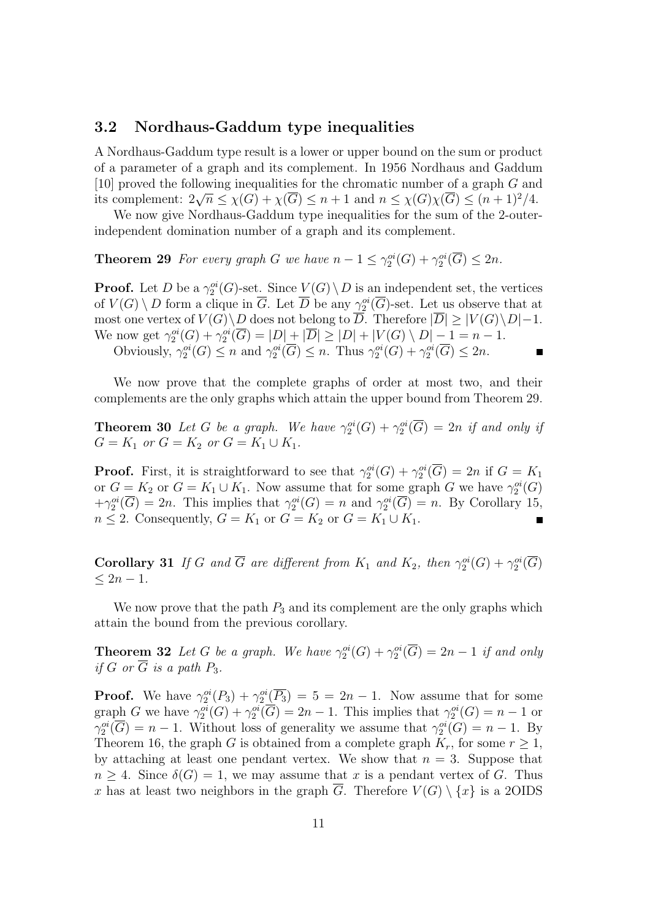### 3.2 Nordhaus-Gaddum type inequalities

A Nordhaus-Gaddum type result is a lower or upper bound on the sum or product of a parameter of a graph and its complement. In 1956 Nordhaus and Gaddum [10] proved the following inequalities for the chromatic number of a graph $G$ and its complement: $2\sqrt{n} \leq \chi(G) + \chi(\overline{G}) \leq n+1$ and $n \leq \chi(G)\chi(\overline{G}) \leq (n+1)^2/4$.

We now give Nordhaus-Gaddum type inequalities for the sum of the 2-outer-independent domination number of a graph and its complement.

**Theorem 29** *For every graph $G$ we have $n-1 \leq \gamma_2^{oi}(G) + \gamma_2^{oi}(\overline{G}) \leq 2n$.*

**Proof.** Let $D$ be a $\gamma_2^{oi}(G)$-set. Since $V(G) \setminus D$ is an independent set, the vertices of $V(G) \setminus D$ form a clique in $\overline{G}$. Let $\overline{D}$ be any $\gamma_2^{oi}(\overline{G})$-set. Let us observe that at most one vertex of $V(G) \setminus D$ does not belong to $\overline{D}$. Therefore $|\overline{D}| \geq |V(G) \setminus D| - 1$. We now get $\gamma_2^{oi}(G) + \gamma_2^{oi}(\overline{G}) = |D| + |\overline{D}| \geq |D| + |V(G) \setminus D| - 1 = n-1$.

Obviously, $\gamma_2^{oi}(G) \leq n$ and $\gamma_2^{oi}(\overline{G}) \leq n$. Thus $\gamma_2^{oi}(G) + \gamma_2^{oi}(\overline{G}) \leq 2n$. ∎

We now prove that the complete graphs of order at most two, and their complements are the only graphs which attain the upper bound from Theorem 29.

**Theorem 30** *Let $G$ be a graph. We have $\gamma_2^{oi}(G) + \gamma_2^{oi}(\overline{G}) = 2n$ if and only if $G = K_1$ or $G = K_2$ or $G = K_1 \cup K_1$.*

**Proof.** First, it is straightforward to see that $\gamma_2^{oi}(G) + \gamma_2^{oi}(\overline{G}) = 2n$ if $G = K_1$ or $G = K_2$ or $G = K_1 \cup K_1$. Now assume that for some graph $G$ we have $\gamma_2^{oi}(G)$ $+\gamma_2^{oi}(\overline{G}) = 2n$. This implies that $\gamma_2^{oi}(G) = n$ and $\gamma_2^{oi}(\overline{G}) = n$. By Corollary 15, $n \leq 2$. Consequently, $G = K_1$ or $G = K_2$ or $G = K_1 \cup K_1$. ∎

**Corollary 31** *If $G$ and $\overline{G}$ are different from $K_1$ and $K_2$, then $\gamma_2^{oi}(G) + \gamma_2^{oi}(\overline{G})$ $\leq 2n-1$.*

We now prove that the path $P_3$ and its complement are the only graphs which attain the bound from the previous corollary.

**Theorem 32** *Let $G$ be a graph. We have $\gamma_2^{oi}(G) + \gamma_2^{oi}(\overline{G}) = 2n-1$ if and only if $G$ or $\overline{G}$ is a path $P_3$.*

**Proof.** We have $\gamma_2^{oi}(P_3) + \gamma_2^{oi}(\overline{P_3}) = 5 = 2n-1$. Now assume that for some graph $G$ we have $\gamma_2^{oi}(G) + \gamma_2^{oi}(\overline{G}) = 2n-1$. This implies that $\gamma_2^{oi}(G) = n-1$ or $\gamma_2^{oi}(\overline{G}) = n-1$. Without loss of generality we assume that $\gamma_2^{oi}(G) = n-1$. By Theorem 16, the graph $G$ is obtained from a complete graph $K_r$, for some $r \geq 1$, by attaching at least one pendant vertex. We show that $n = 3$. Suppose that $n \geq 4$. Since $\delta(G) = 1$, we may assume that $x$ is a pendant vertex of $G$. Thus $x$ has at least two neighbors in the graph $\overline{G}$. Therefore $V(G) \setminus \{x\}$ is a 2OIDS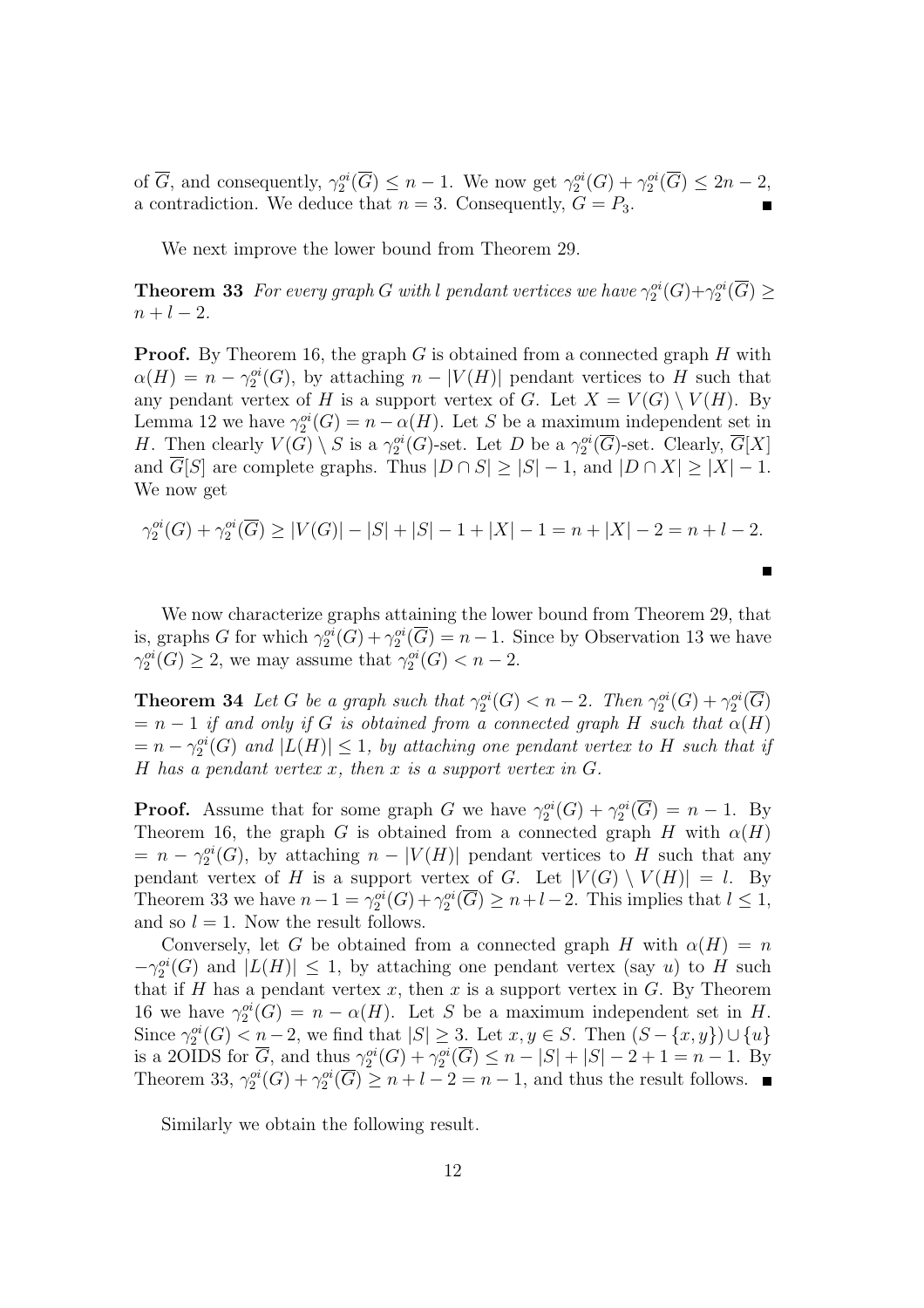of $\overline{G}$, and consequently, $\gamma_2^{oi}(\overline{G}) \le n-1$. We now get $\gamma_2^{oi}(G) + \gamma_2^{oi}(\overline{G}) \le 2n-2$, a contradiction. We deduce that $n = 3$. Consequently, $G = P_3$. ∎

We next improve the lower bound from Theorem 29.

**Theorem 33** *For every graph $G$ with $l$ pendant vertices we have $\gamma_2^{oi}(G)+\gamma_2^{oi}(\overline{G}) \ge n+l-2$.*

**Proof.** By Theorem 16, the graph $G$ is obtained from a connected graph $H$ with $\alpha(H) = n - \gamma_2^{oi}(G)$, by attaching $n - |V(H)|$ pendant vertices to $H$ such that any pendant vertex of $H$ is a support vertex of $G$. Let $X = V(G) \setminus V(H)$. By Lemma 12 we have $\gamma_2^{oi}(G) = n - \alpha(H)$. Let $S$ be a maximum independent set in $H$. Then clearly $V(G) \setminus S$ is a $\gamma_2^{oi}(G)$-set. Let $D$ be a $\gamma_2^{oi}(\overline{G})$-set. Clearly, $\overline{G}[X]$ and $\overline{G}[S]$ are complete graphs. Thus $|D \cap S| \ge |S| - 1$, and $|D \cap X| \ge |X| - 1$. We now get

$$\gamma_2^{oi}(G) + \gamma_2^{oi}(\overline{G}) \ge |V(G)| - |S| + |S| - 1 + |X| - 1 = n + |X| - 2 = n + l - 2.$$

∎

We now characterize graphs attaining the lower bound from Theorem 29, that is, graphs $G$ for which $\gamma_2^{oi}(G) + \gamma_2^{oi}(\overline{G}) = n-1$. Since by Observation 13 we have $\gamma_2^{oi}(G) \ge 2$, we may assume that $\gamma_2^{oi}(G) < n-2$.

**Theorem 34** *Let $G$ be a graph such that $\gamma_2^{oi}(G) < n-2$. Then $\gamma_2^{oi}(G) + \gamma_2^{oi}(\overline{G}) = n-1$ if and only if $G$ is obtained from a connected graph $H$ such that $\alpha(H) = n - \gamma_2^{oi}(G)$ and $|L(H)| \le 1$, by attaching one pendant vertex to $H$ such that if $H$ has a pendant vertex $x$, then $x$ is a support vertex in $G$.*

**Proof.** Assume that for some graph $G$ we have $\gamma_2^{oi}(G) + \gamma_2^{oi}(\overline{G}) = n-1$. By Theorem 16, the graph $G$ is obtained from a connected graph $H$ with $\alpha(H) = n - \gamma_2^{oi}(G)$, by attaching $n - |V(H)|$ pendant vertices to $H$ such that any pendant vertex of $H$ is a support vertex of $G$. Let $|V(G) \setminus V(H)| = l$. By Theorem 33 we have $n-1 = \gamma_2^{oi}(G) + \gamma_2^{oi}(\overline{G}) \ge n+l-2$. This implies that $l \le 1$, and so $l = 1$. Now the result follows.

Conversely, let $G$ be obtained from a connected graph $H$ with $\alpha(H) = n - \gamma_2^{oi}(G)$ and $|L(H)| \le 1$, by attaching one pendant vertex (say $u$) to $H$ such that if $H$ has a pendant vertex $x$, then $x$ is a support vertex in $G$. By Theorem 16 we have $\gamma_2^{oi}(G) = n - \alpha(H)$. Let $S$ be a maximum independent set in $H$. Since $\gamma_2^{oi}(G) < n-2$, we find that $|S| \ge 3$. Let $x, y \in S$. Then $(S - \{x, y\}) \cup \{u\}$ is a 2OIDS for $\overline{G}$, and thus $\gamma_2^{oi}(G) + \gamma_2^{oi}(\overline{G}) \le n - |S| + |S| - 2 + 1 = n-1$. By Theorem 33, $\gamma_2^{oi}(G) + \gamma_2^{oi}(\overline{G}) \ge n + l - 2 = n-1$, and thus the result follows. ∎

Similarly we obtain the following result.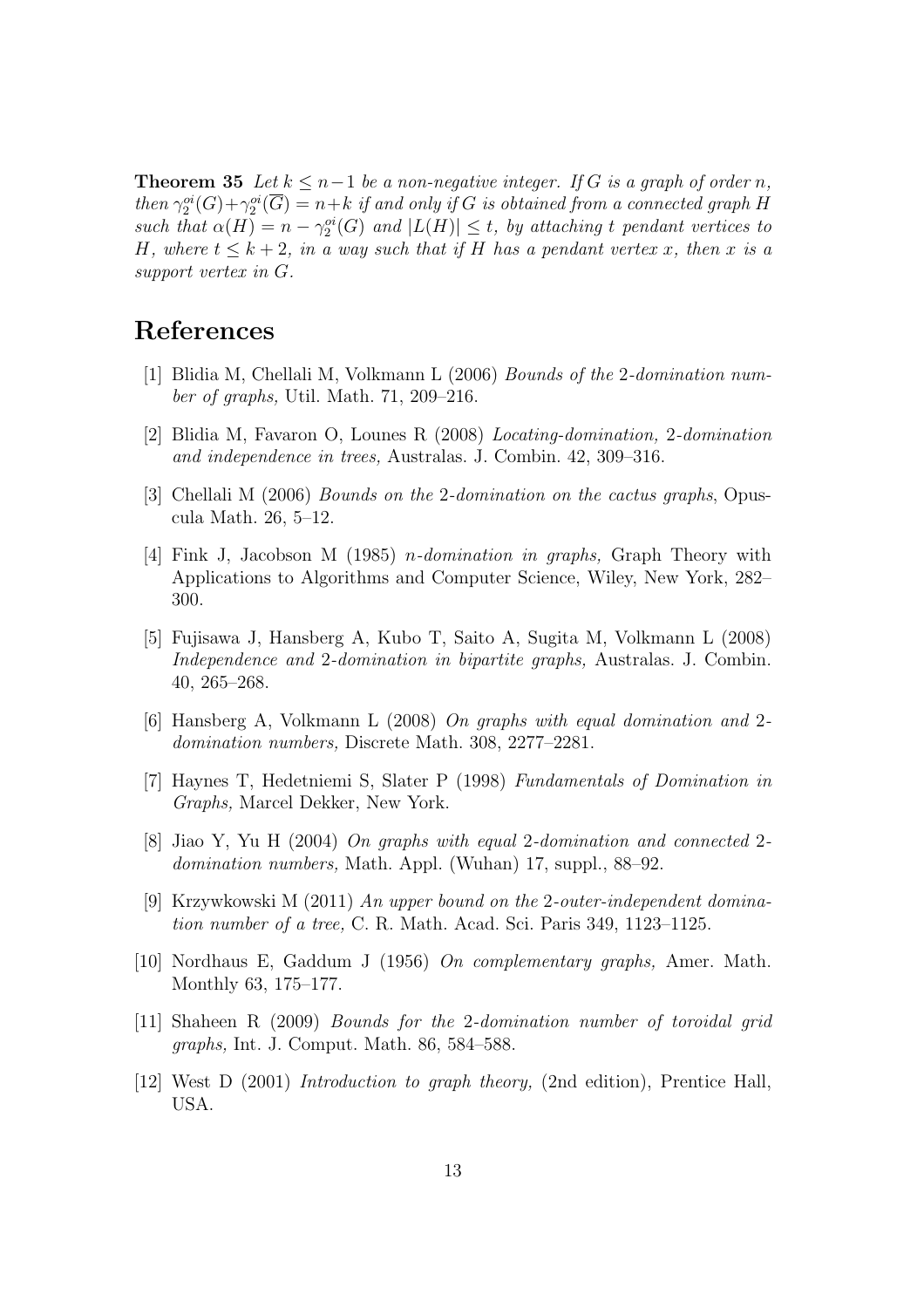**Theorem 35** *Let $k \leq n-1$ be a non-negative integer. If $G$ is a graph of order $n$, then $\gamma_2^{oi}(G)+\gamma_2^{oi}(\overline{G}) = n+k$ if and only if $G$ is obtained from a connected graph $H$ such that $\alpha(H) = n - \gamma_2^{oi}(G)$ and $|L(H)| \leq t$, by attaching $t$ pendant vertices to $H$, where $t \leq k+2$, in a way such that if $H$ has a pendant vertex $x$, then $x$ is a support vertex in $G$.*

## References

[1] Blidia M, Chellali M, Volkmann L (2006) *Bounds of the 2-domination number of graphs,* Util. Math. 71, 209–216.

[2] Blidia M, Favaron O, Lounes R (2008) *Locating-domination, 2-domination and independence in trees,* Australas. J. Combin. 42, 309–316.

[3] Chellali M (2006) *Bounds on the 2-domination on the cactus graphs*, Opuscula Math. 26, 5–12.

[4] Fink J, Jacobson M (1985) *n-domination in graphs,* Graph Theory with Applications to Algorithms and Computer Science, Wiley, New York, 282–300.

[5] Fujisawa J, Hansberg A, Kubo T, Saito A, Sugita M, Volkmann L (2008) *Independence and 2-domination in bipartite graphs,* Australas. J. Combin. 40, 265–268.

[6] Hansberg A, Volkmann L (2008) *On graphs with equal domination and 2-domination numbers,* Discrete Math. 308, 2277–2281.

[7] Haynes T, Hedetniemi S, Slater P (1998) *Fundamentals of Domination in Graphs,* Marcel Dekker, New York.

[8] Jiao Y, Yu H (2004) *On graphs with equal 2-domination and connected 2-domination numbers,* Math. Appl. (Wuhan) 17, suppl., 88–92.

[9] Krzywkowski M (2011) *An upper bound on the 2-outer-independent domination number of a tree,* C. R. Math. Acad. Sci. Paris 349, 1123–1125.

[10] Nordhaus E, Gaddum J (1956) *On complementary graphs,* Amer. Math. Monthly 63, 175–177.

[11] Shaheen R (2009) *Bounds for the 2-domination number of toroidal grid graphs,* Int. J. Comput. Math. 86, 584–588.

[12] West D (2001) *Introduction to graph theory,* (2nd edition), Prentice Hall, USA.